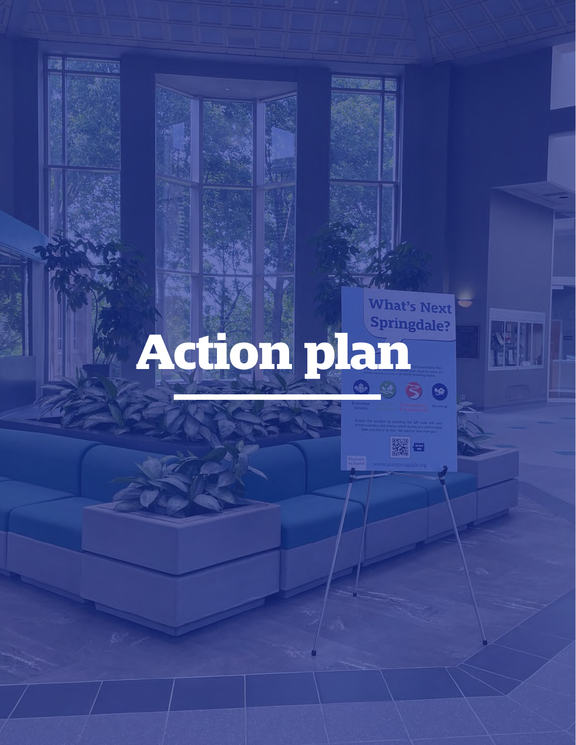# Action plan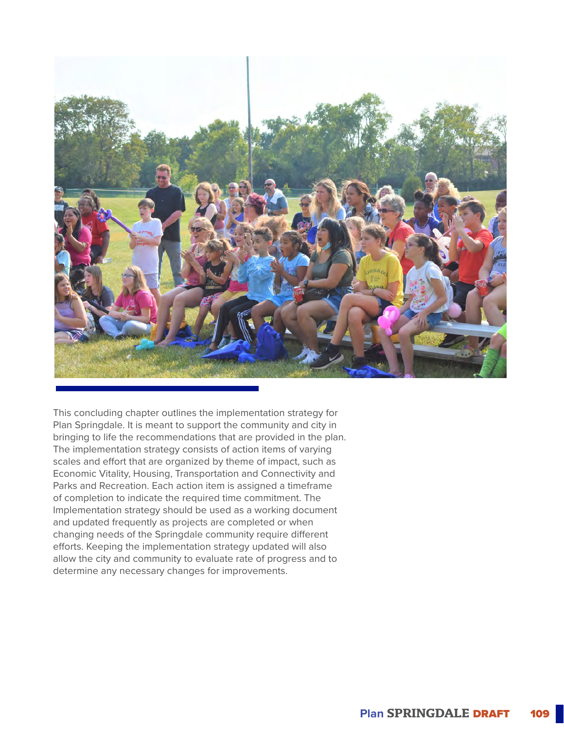This concluding chapter outlines the implementation strategy for Plan Springdale. It is meant to support the community and city in bringing to life the recommendations that are provided in the plan. The implementation strategy consists of action items of varying scales and effort that are organized by theme of impact, such as Economic Vitality, Housing, Transportation and Connectivity and Parks and Recreation. Each action item is assigned a timeframe of completion to indicate the required time commitment. The Implementation strategy should be used as a working document and updated frequently as projects are completed or when changing needs of the Springdale community require different efforts. Keeping the implementation strategy updated will also allow the city and community to evaluate rate of progress and to determine any necessary changes for improvements.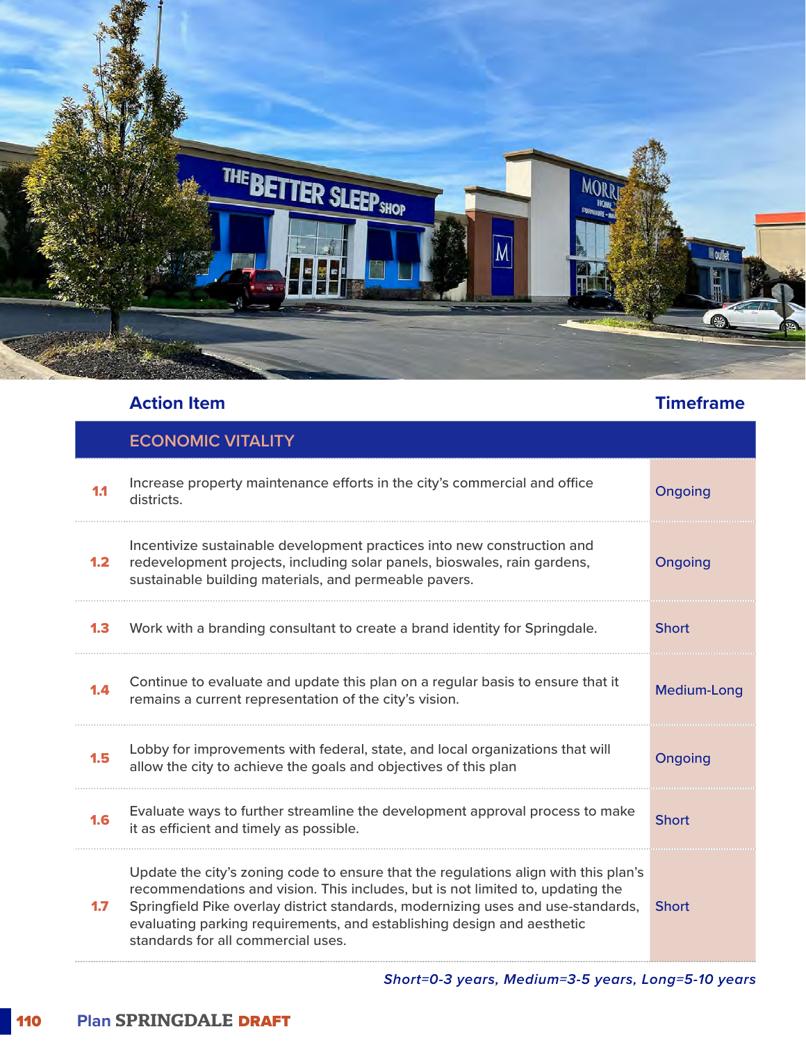| | Action Item | Timeframe |
|---|---|---|
| | **ECONOMIC VITALITY** | |
| 1.1 | Increase property maintenance efforts in the city's commercial and office districts. | Ongoing |
| 1.2 | Incentivize sustainable development practices into new construction and redevelopment projects, including solar panels, bioswales, rain gardens, sustainable building materials, and permeable pavers. | Ongoing |
| 1.3 | Work with a branding consultant to create a brand identity for Springdale. | Short |
| 1.4 | Continue to evaluate and update this plan on a regular basis to ensure that it remains a current representation of the city's vision. | Medium-Long |
| 1.5 | Lobby for improvements with federal, state, and local organizations that will allow the city to achieve the goals and objectives of this plan | Ongoing |
| 1.6 | Evaluate ways to further streamline the development approval process to make it as efficient and timely as possible. | Short |
| 1.7 | Update the city's zoning code to ensure that the regulations align with this plan's recommendations and vision. This includes, but is not limited to, updating the Springfield Pike overlay district standards, modernizing uses and use-standards, evaluating parking requirements, and establishing design and aesthetic standards for all commercial uses. | Short |

*Short=0-3 years, Medium=3-5 years, Long=5-10 years*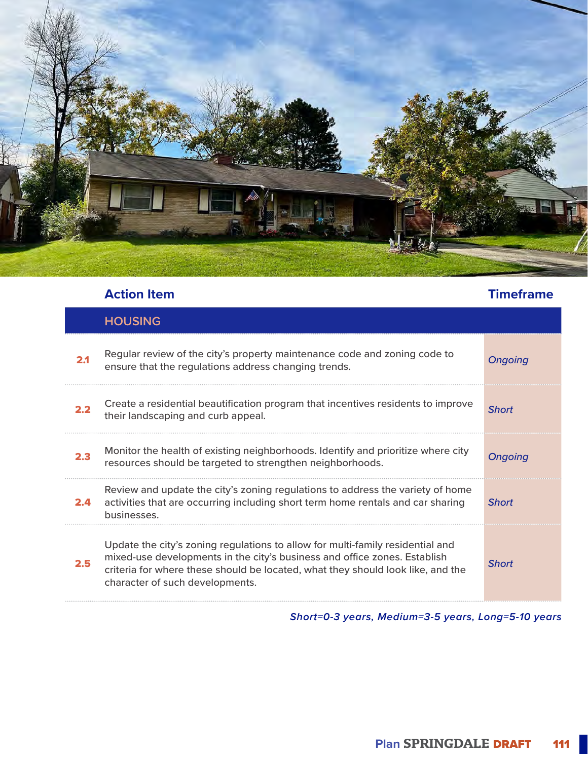| | Action Item | Timeframe |
|---|---|---|
| | **HOUSING** | |
| 2.1 | Regular review of the city's property maintenance code and zoning code to ensure that the regulations address changing trends. | *Ongoing* |
| 2.2 | Create a residential beautification program that incentives residents to improve their landscaping and curb appeal. | *Short* |
| 2.3 | Monitor the health of existing neighborhoods. Identify and prioritize where city resources should be targeted to strengthen neighborhoods. | *Ongoing* |
| 2.4 | Review and update the city's zoning regulations to address the variety of home activities that are occurring including short term home rentals and car sharing businesses. | *Short* |
| 2.5 | Update the city's zoning regulations to allow for multi-family residential and mixed-use developments in the city's business and office zones. Establish criteria for where these should be located, what they should look like, and the character of such developments. | *Short* |

*Short=0-3 years, Medium=3-5 years, Long=5-10 years*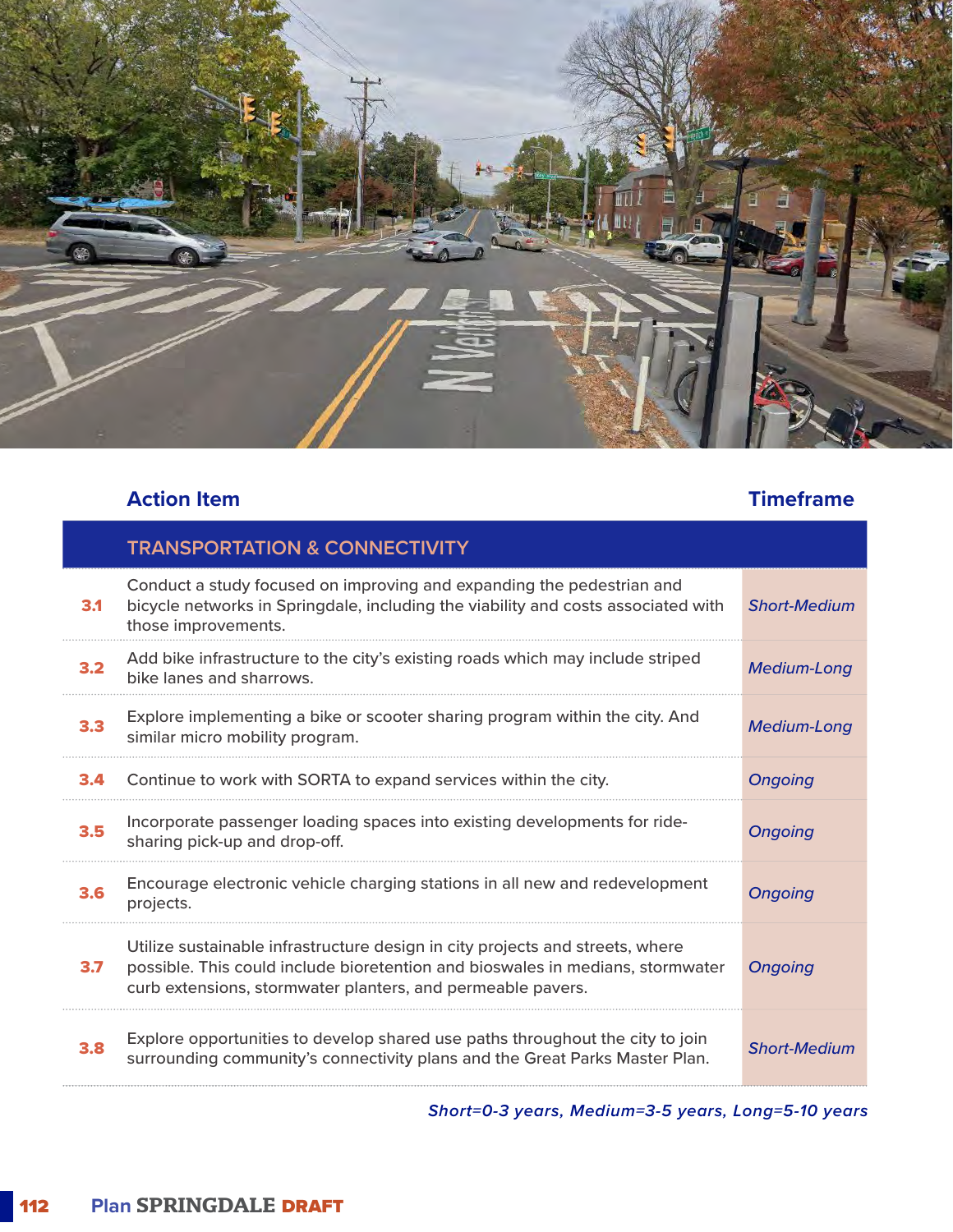| | Action Item | Timeframe |
|---|---|---|
| | **TRANSPORTATION & CONNECTIVITY** | |
| 3.1 | Conduct a study focused on improving and expanding the pedestrian and bicycle networks in Springdale, including the viability and costs associated with those improvements. | *Short-Medium* |
| 3.2 | Add bike infrastructure to the city's existing roads which may include striped bike lanes and sharrows. | *Medium-Long* |
| 3.3 | Explore implementing a bike or scooter sharing program within the city. And similar micro mobility program. | *Medium-Long* |
| 3.4 | Continue to work with SORTA to expand services within the city. | *Ongoing* |
| 3.5 | Incorporate passenger loading spaces into existing developments for ride-sharing pick-up and drop-off. | *Ongoing* |
| 3.6 | Encourage electronic vehicle charging stations in all new and redevelopment projects. | *Ongoing* |
| 3.7 | Utilize sustainable infrastructure design in city projects and streets, where possible. This could include bioretention and bioswales in medians, stormwater curb extensions, stormwater planters, and permeable pavers. | *Ongoing* |
| 3.8 | Explore opportunities to develop shared use paths throughout the city to join surrounding community's connectivity plans and the Great Parks Master Plan. | *Short-Medium* |

*Short=0-3 years, Medium=3-5 years, Long=5-10 years*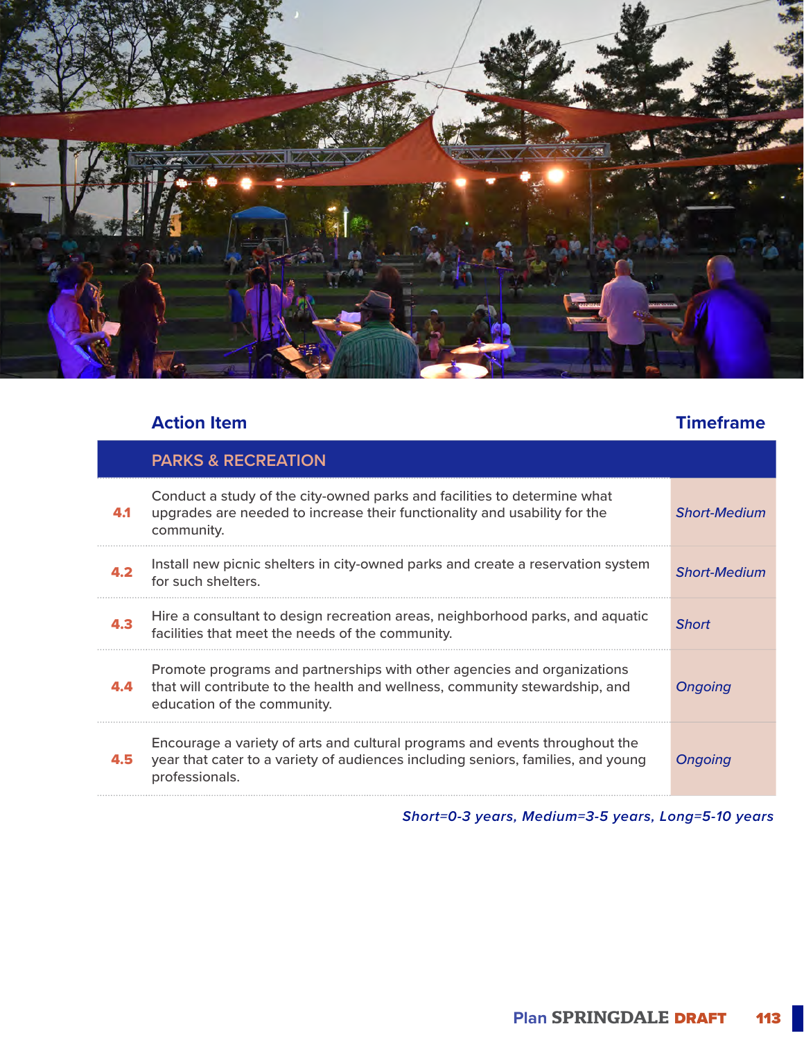| | Action Item | Timeframe |
|---|---|---|
| | PARKS & RECREATION | |
| 4.1 | Conduct a study of the city-owned parks and facilities to determine what upgrades are needed to increase their functionality and usability for the community. | *Short-Medium* |
| 4.2 | Install new picnic shelters in city-owned parks and create a reservation system for such shelters. | *Short-Medium* |
| 4.3 | Hire a consultant to design recreation areas, neighborhood parks, and aquatic facilities that meet the needs of the community. | *Short* |
| 4.4 | Promote programs and partnerships with other agencies and organizations that will contribute to the health and wellness, community stewardship, and education of the community. | *Ongoing* |
| 4.5 | Encourage a variety of arts and cultural programs and events throughout the year that cater to a variety of audiences including seniors, families, and young professionals. | *Ongoing* |

*Short=0-3 years, Medium=3-5 years, Long=5-10 years*